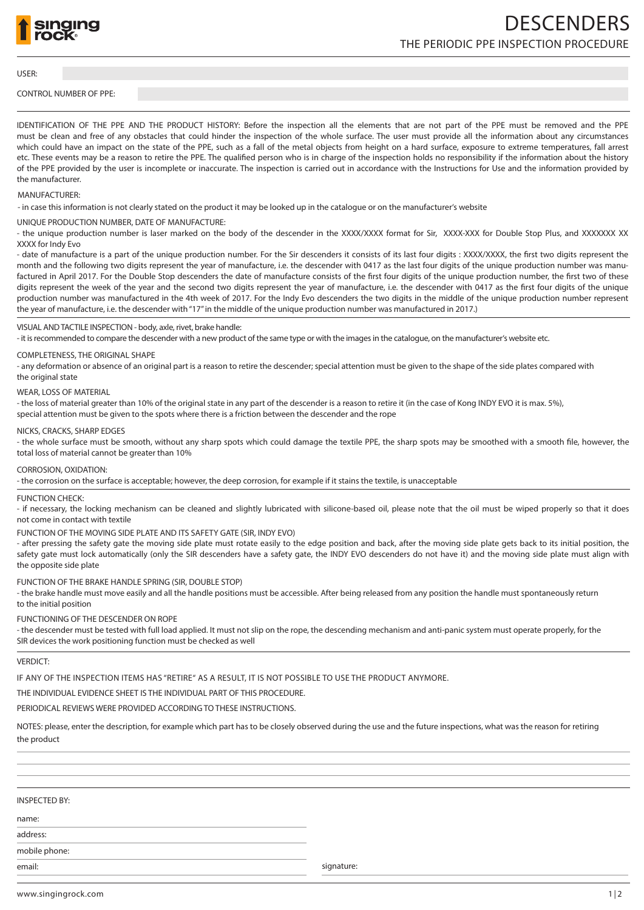# DESCENDERS

## THE PERIODIC PPE INSPECTION PROCEDURE

USER:

CONTROL NUMBER OF PPE:

IDENTIFICATION OF THE PPE AND THE PRODUCT HISTORY: Before the inspection all the elements that are not part of the PPE must be removed and the PPE must be clean and free of any obstacles that could hinder the inspection of the whole surface. The user must provide all the information about any circumstances which could have an impact on the state of the PPE, such as a fall of the metal objects from height on a hard surface, exposure to extreme temperatures, fall arrest etc. These events may be a reason to retire the PPE. The qualified person who is in charge of the inspection holds no responsibility if the information about the history of the PPE provided by the user is incomplete or inaccurate. The inspection is carried out in accordance with the Instructions for Use and the information provided by the manufacturer.

MANUFACTURER:

- in case this information is not clearly stated on the product it may be looked up in the catalogue or on the manufacturer's website

UNIQUE PRODUCTION NUMBER, DATE OF MANUFACTURE:

- the unique production number is laser marked on the body of the descender in the XXXX/XXXX format for Sir, XXXX-XXX for Double Stop Plus, and XXXXXXX XX XXXX for Indy Evo
- date of manufacture is a part of the unique production number. For the Sir descenders it consists of its last four digits : XXXX/XXXX, the first two digits represent the month and the following two digits represent the year of manufacture, i.e. the descender with 0417 as the last four digits of the unique production number was manufactured in April 2017. For the Double Stop descenders the date of manufacture consists of the first four digits of the unique production number, the first two of these digits represent the week of the year and the second two digits represent the year of manufacture, i.e. the descender with 0417 as the first four digits of the unique production number was manufactured in the 4th week of 2017. For the Indy Evo descenders the two digits in the middle of the unique production number represent the year of manufacture, i.e. the descender with "17" in the middle of the unique production number was manufactured in 2017.)

VISUAL AND TACTILE INSPECTION - body, axle, rivet, brake handle:

- it is recommended to compare the descender with a new product of the same type or with the images in the catalogue, on the manufacturer's website etc.

COMPLETENESS, THE ORIGINAL SHAPE

- any deformation or absence of an original part is a reason to retire the descender; special attention must be given to the shape of the side plates compared with the original state

WEAR, LOSS OF MATERIAL

- the loss of material greater than 10% of the original state in any part of the descender is a reason to retire it (in the case of Kong INDY EVO it is max. 5%), special attention must be given to the spots where there is a friction between the descender and the rope

NICKS, CRACKS, SHARP EDGES

- the whole surface must be smooth, without any sharp spots which could damage the textile PPE, the sharp spots may be smoothed with a smooth file, however, the total loss of material cannot be greater than 10%

CORROSION, OXIDATION:

- the corrosion on the surface is acceptable; however, the deep corrosion, for example if it stains the textile, is unacceptable

FUNCTION CHECK:

- if necessary, the locking mechanism can be cleaned and slightly lubricated with silicone-based oil, please note that the oil must be wiped properly so that it does not come in contact with textile

FUNCTION OF THE MOVING SIDE PLATE AND ITS SAFETY GATE (SIR, INDY EVO)

- after pressing the safety gate the moving side plate must rotate easily to the edge position and back, after the moving side plate gets back to its initial position, the safety gate must lock automatically (only the SIR descenders have a safety gate, the INDY EVO descenders do not have it) and the moving side plate must align with the opposite side plate

FUNCTION OF THE BRAKE HANDLE SPRING (SIR, DOUBLE STOP)

- the brake handle must move easily and all the handle positions must be accessible. After being released from any position the handle must spontaneously return to the initial position

FUNCTIONING OF THE DESCENDER ON ROPE

- the descender must be tested with full load applied. It must not slip on the rope, the descending mechanism and anti-panic system must operate properly, for the SIR devices the work positioning function must be checked as well

VERDICT:

IF ANY OF THE INSPECTION ITEMS HAS "RETIRE" AS A RESULT, IT IS NOT POSSIBLE TO USE THE PRODUCT ANYMORE.

THE INDIVIDUAL EVIDENCE SHEET IS THE INDIVIDUAL PART OF THIS PROCEDURE.

PERIODICAL REVIEWS WERE PROVIDED ACCORDING TO THESE INSTRUCTIONS.

NOTES: please, enter the description, for example which part has to be closely observed during the use and the future inspections, what was the reason for retiring the product

INSPECTED BY:

name:

address:

mobile phone:

email:

signature: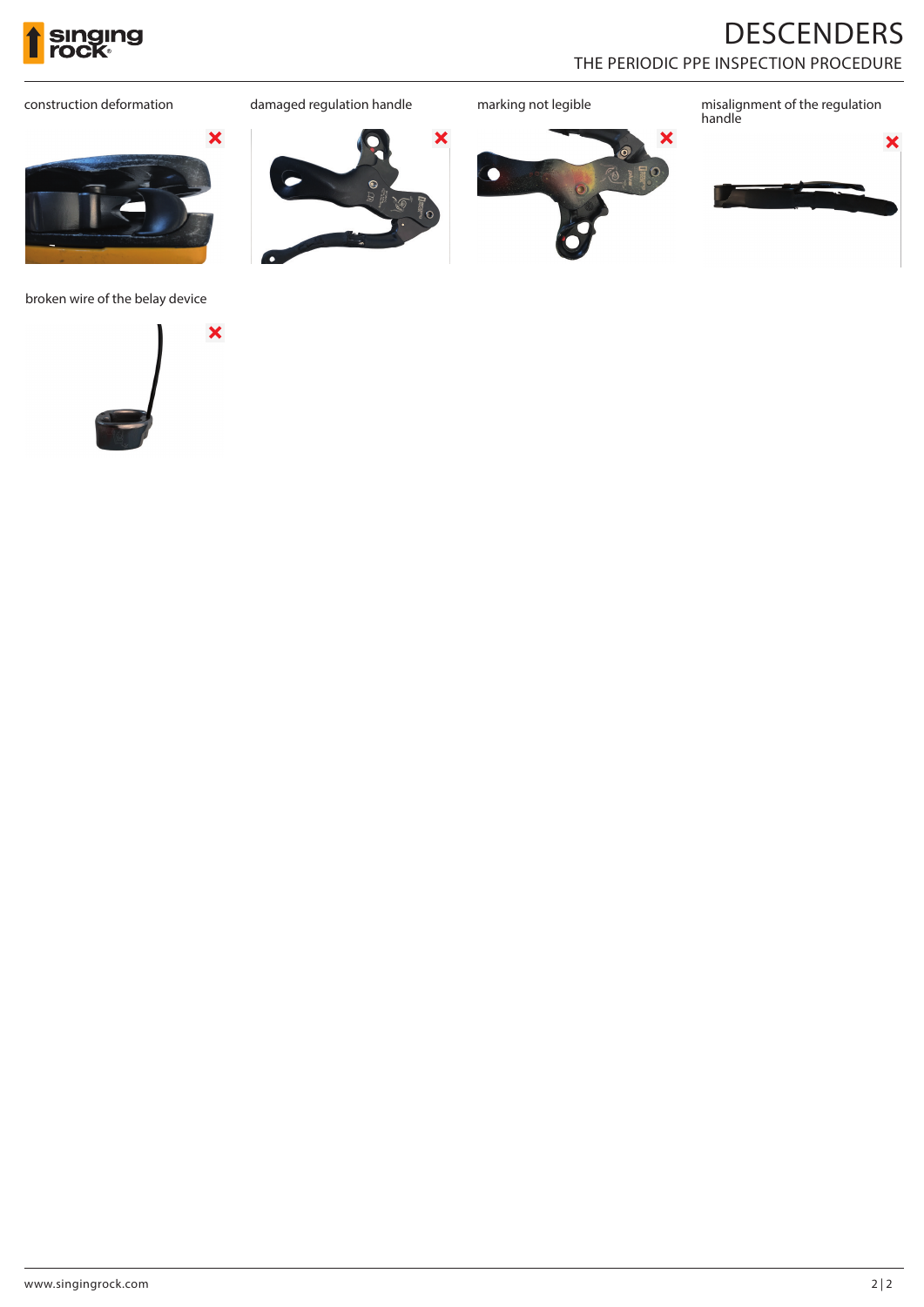construction deformation

damaged regulation handle

marking not legible

misalignment of the regulation handle

broken wire of the belay device